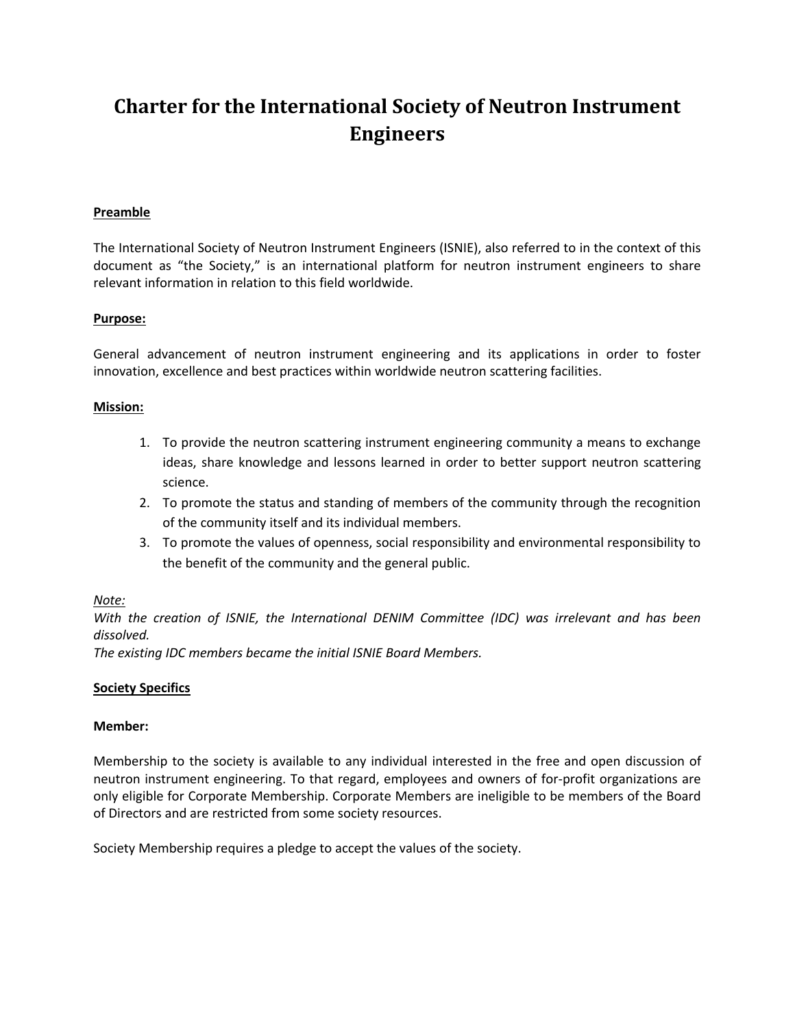# Charter for the International Society of Neutron Instrument Engineers

**Preamble**

The International Society of Neutron Instrument Engineers (ISNIE), also referred to in the context of this document as "the Society," is an international platform for neutron instrument engineers to share relevant information in relation to this field worldwide.

**Purpose:**

General advancement of neutron instrument engineering and its applications in order to foster innovation, excellence and best practices within worldwide neutron scattering facilities.

**Mission:**

1. To provide the neutron scattering instrument engineering community a means to exchange ideas, share knowledge and lessons learned in order to better support neutron scattering science.
2. To promote the status and standing of members of the community through the recognition of the community itself and its individual members.
3. To promote the values of openness, social responsibility and environmental responsibility to the benefit of the community and the general public.

*Note:*
*With the creation of ISNIE, the International DENIM Committee (IDC) was irrelevant and has been dissolved.*
*The existing IDC members became the initial ISNIE Board Members.*

**Society Specifics**

**Member:**

Membership to the society is available to any individual interested in the free and open discussion of neutron instrument engineering. To that regard, employees and owners of for-profit organizations are only eligible for Corporate Membership. Corporate Members are ineligible to be members of the Board of Directors and are restricted from some society resources.

Society Membership requires a pledge to accept the values of the society.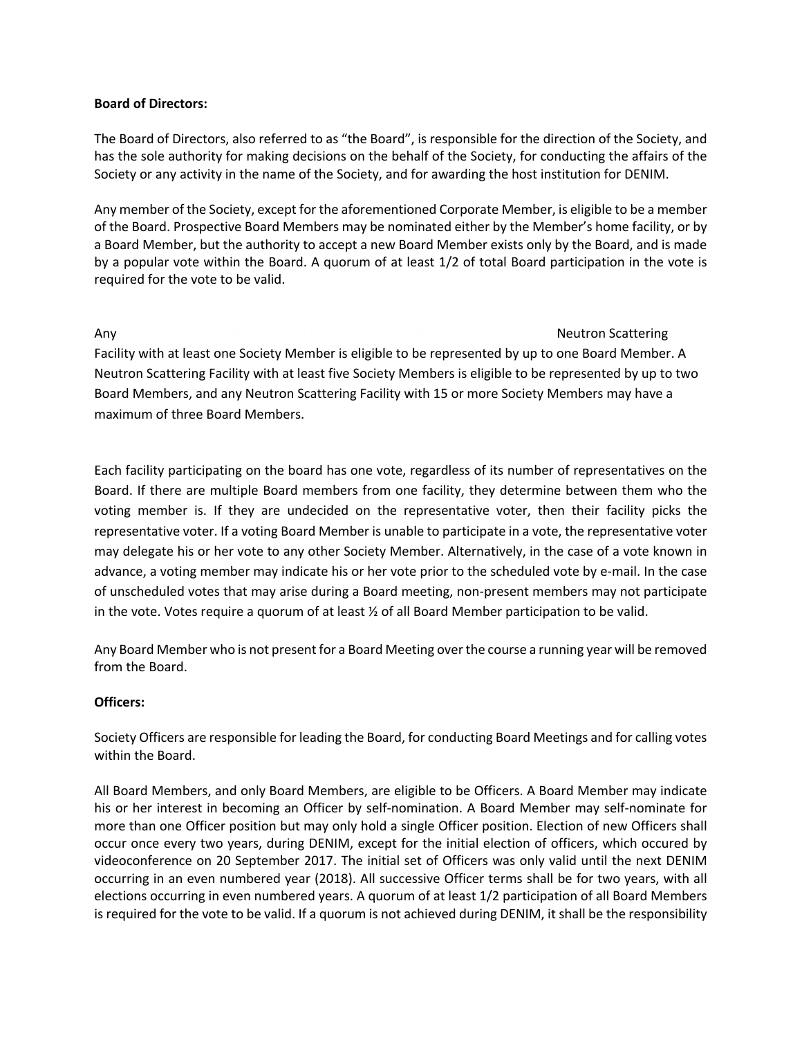**Board of Directors:**

The Board of Directors, also referred to as "the Board", is responsible for the direction of the Society, and has the sole authority for making decisions on the behalf of the Society, for conducting the affairs of the Society or any activity in the name of the Society, and for awarding the host institution for DENIM.

Any member of the Society, except for the aforementioned Corporate Member, is eligible to be a member of the Board. Prospective Board Members may be nominated either by the Member's home facility, or by a Board Member, but the authority to accept a new Board Member exists only by the Board, and is made by a popular vote within the Board. A quorum of at least 1/2 of total Board participation in the vote is required for the vote to be valid.

Any Neutron Scattering Facility with at least one Society Member is eligible to be represented by up to one Board Member. A Neutron Scattering Facility with at least five Society Members is eligible to be represented by up to two Board Members, and any Neutron Scattering Facility with 15 or more Society Members may have a maximum of three Board Members.

Each facility participating on the board has one vote, regardless of its number of representatives on the Board. If there are multiple Board members from one facility, they determine between them who the voting member is. If they are undecided on the representative voter, then their facility picks the representative voter. If a voting Board Member is unable to participate in a vote, the representative voter may delegate his or her vote to any other Society Member. Alternatively, in the case of a vote known in advance, a voting member may indicate his or her vote prior to the scheduled vote by e-mail. In the case of unscheduled votes that may arise during a Board meeting, non-present members may not participate in the vote. Votes require a quorum of at least ½ of all Board Member participation to be valid.

Any Board Member who is not present for a Board Meeting over the course a running year will be removed from the Board.

**Officers:**

Society Officers are responsible for leading the Board, for conducting Board Meetings and for calling votes within the Board.

All Board Members, and only Board Members, are eligible to be Officers. A Board Member may indicate his or her interest in becoming an Officer by self-nomination. A Board Member may self-nominate for more than one Officer position but may only hold a single Officer position. Election of new Officers shall occur once every two years, during DENIM, except for the initial election of officers, which occured by videoconference on 20 September 2017. The initial set of Officers was only valid until the next DENIM occurring in an even numbered year (2018). All successive Officer terms shall be for two years, with all elections occurring in even numbered years. A quorum of at least 1/2 participation of all Board Members is required for the vote to be valid. If a quorum is not achieved during DENIM, it shall be the responsibility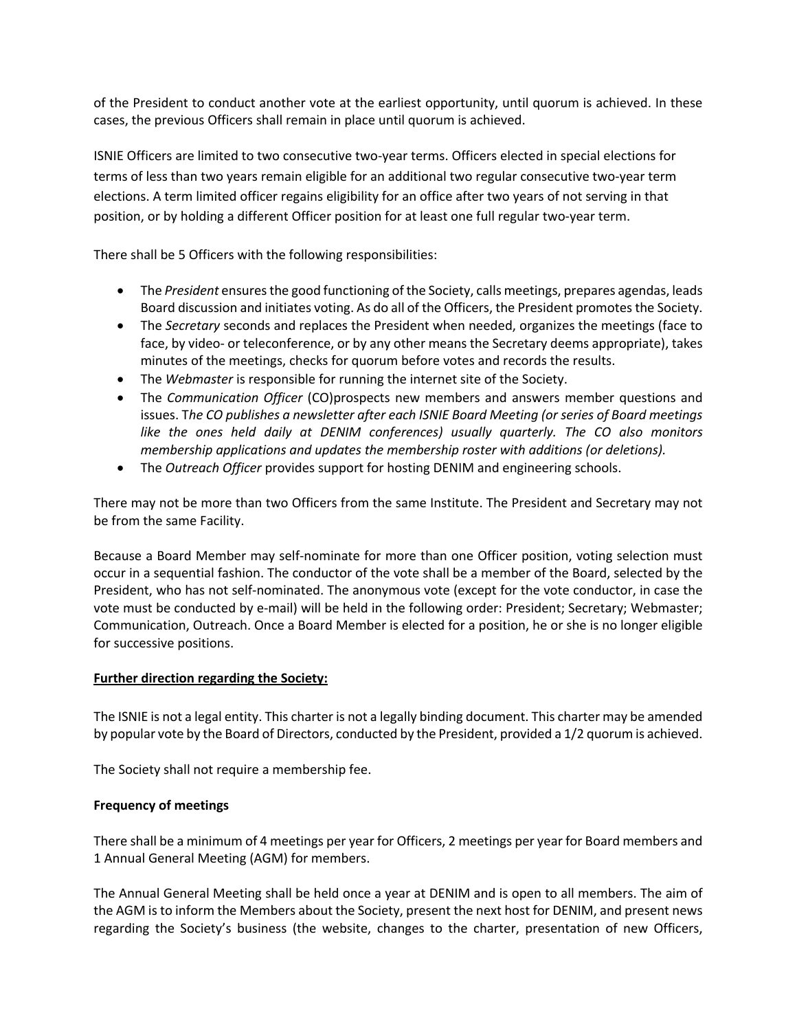of the President to conduct another vote at the earliest opportunity, until quorum is achieved. In these cases, the previous Officers shall remain in place until quorum is achieved.

ISNIE Officers are limited to two consecutive two-year terms. Officers elected in special elections for terms of less than two years remain eligible for an additional two regular consecutive two-year term elections. A term limited officer regains eligibility for an office after two years of not serving in that position, or by holding a different Officer position for at least one full regular two-year term.

There shall be 5 Officers with the following responsibilities:

- The *President* ensures the good functioning of the Society, calls meetings, prepares agendas, leads Board discussion and initiates voting. As do all of the Officers, the President promotes the Society.
- The *Secretary* seconds and replaces the President when needed, organizes the meetings (face to face, by video- or teleconference, or by any other means the Secretary deems appropriate), takes minutes of the meetings, checks for quorum before votes and records the results.
- The *Webmaster* is responsible for running the internet site of the Society.
- The *Communication Officer* (CO)prospects new members and answers member questions and issues. T*he CO publishes a newsletter after each ISNIE Board Meeting (or series of Board meetings like the ones held daily at DENIM conferences) usually quarterly. The CO also monitors membership applications and updates the membership roster with additions (or deletions).*
- The *Outreach Officer* provides support for hosting DENIM and engineering schools.

There may not be more than two Officers from the same Institute. The President and Secretary may not be from the same Facility.

Because a Board Member may self-nominate for more than one Officer position, voting selection must occur in a sequential fashion. The conductor of the vote shall be a member of the Board, selected by the President, who has not self-nominated. The anonymous vote (except for the vote conductor, in case the vote must be conducted by e-mail) will be held in the following order: President; Secretary; Webmaster; Communication, Outreach. Once a Board Member is elected for a position, he or she is no longer eligible for successive positions.

**Further direction regarding the Society:**

The ISNIE is not a legal entity. This charter is not a legally binding document. This charter may be amended by popular vote by the Board of Directors, conducted by the President, provided a 1/2 quorum is achieved.

The Society shall not require a membership fee.

**Frequency of meetings**

There shall be a minimum of 4 meetings per year for Officers, 2 meetings per year for Board members and 1 Annual General Meeting (AGM) for members.

The Annual General Meeting shall be held once a year at DENIM and is open to all members. The aim of the AGM is to inform the Members about the Society, present the next host for DENIM, and present news regarding the Society's business (the website, changes to the charter, presentation of new Officers,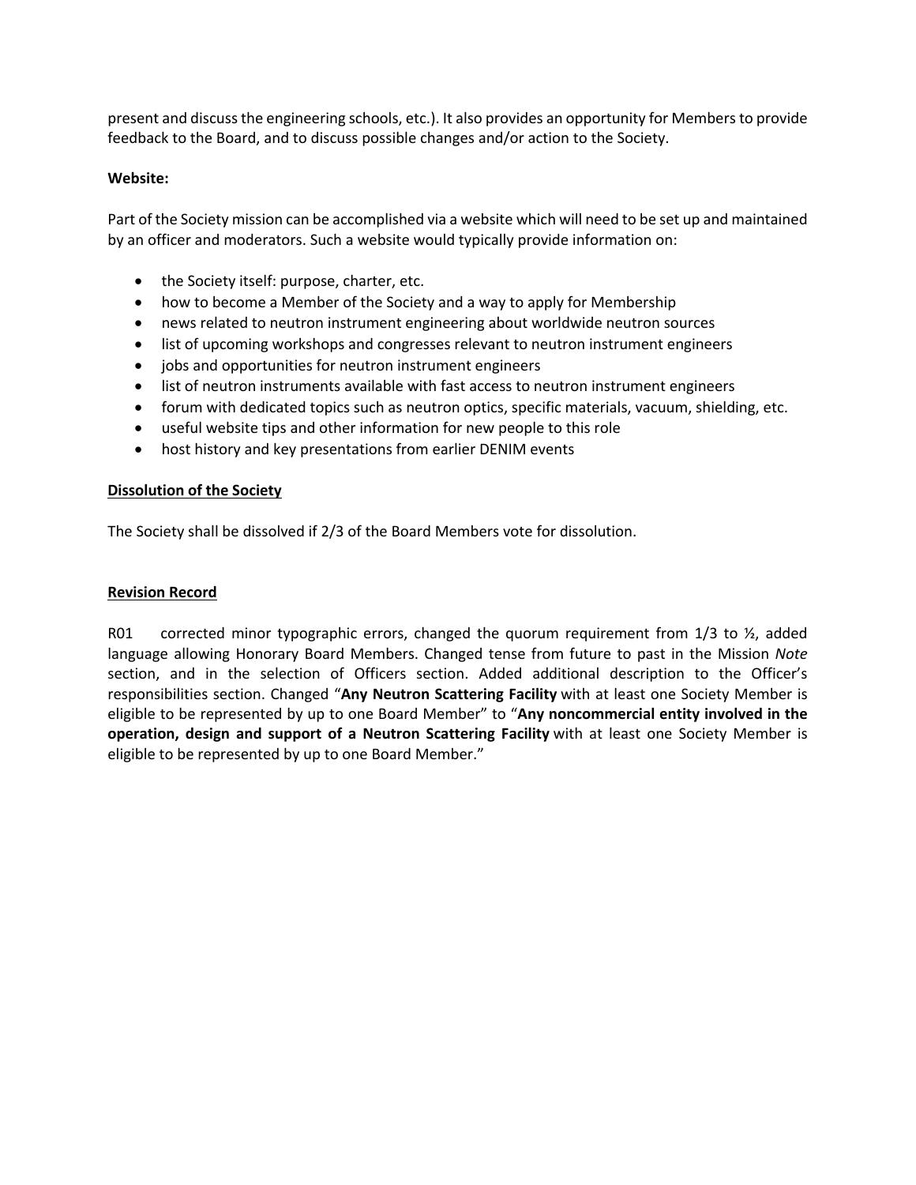present and discuss the engineering schools, etc.). It also provides an opportunity for Members to provide feedback to the Board, and to discuss possible changes and/or action to the Society.

**Website:**

Part of the Society mission can be accomplished via a website which will need to be set up and maintained by an officer and moderators. Such a website would typically provide information on:

- the Society itself: purpose, charter, etc.
- how to become a Member of the Society and a way to apply for Membership
- news related to neutron instrument engineering about worldwide neutron sources
- list of upcoming workshops and congresses relevant to neutron instrument engineers
- jobs and opportunities for neutron instrument engineers
- list of neutron instruments available with fast access to neutron instrument engineers
- forum with dedicated topics such as neutron optics, specific materials, vacuum, shielding, etc.
- useful website tips and other information for new people to this role
- host history and key presentations from earlier DENIM events

**Dissolution of the Society**

The Society shall be dissolved if 2/3 of the Board Members vote for dissolution.

**Revision Record**

R01 corrected minor typographic errors, changed the quorum requirement from 1/3 to ½, added language allowing Honorary Board Members. Changed tense from future to past in the Mission *Note* section, and in the selection of Officers section. Added additional description to the Officer's responsibilities section. Changed "**Any Neutron Scattering Facility** with at least one Society Member is eligible to be represented by up to one Board Member" to "**Any noncommercial entity involved in the operation, design and support of a Neutron Scattering Facility** with at least one Society Member is eligible to be represented by up to one Board Member."